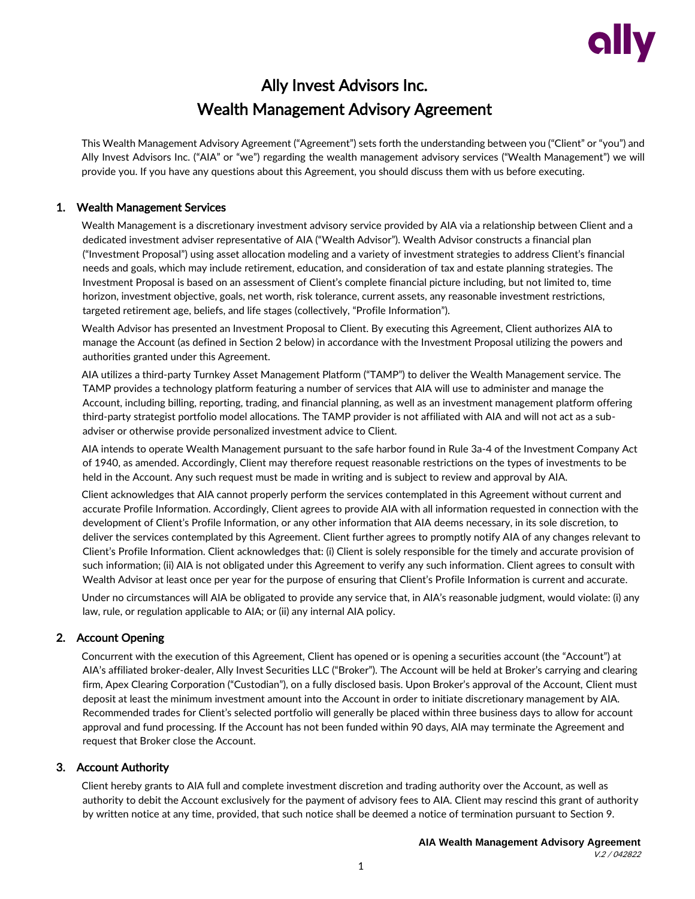# Ally Invest Advisors Inc.
# Wealth Management Advisory Agreement

This Wealth Management Advisory Agreement ("Agreement") sets forth the understanding between you ("Client" or "you") and Ally Invest Advisors Inc. ("AIA" or "we") regarding the wealth management advisory services ("Wealth Management") we will provide you. If you have any questions about this Agreement, you should discuss them with us before executing.

## 1. Wealth Management Services

Wealth Management is a discretionary investment advisory service provided by AIA via a relationship between Client and a dedicated investment adviser representative of AIA ("Wealth Advisor"). Wealth Advisor constructs a financial plan ("Investment Proposal") using asset allocation modeling and a variety of investment strategies to address Client's financial needs and goals, which may include retirement, education, and consideration of tax and estate planning strategies. The Investment Proposal is based on an assessment of Client's complete financial picture including, but not limited to, time horizon, investment objective, goals, net worth, risk tolerance, current assets, any reasonable investment restrictions, targeted retirement age, beliefs, and life stages (collectively, "Profile Information").

Wealth Advisor has presented an Investment Proposal to Client. By executing this Agreement, Client authorizes AIA to manage the Account (as defined in Section 2 below) in accordance with the Investment Proposal utilizing the powers and authorities granted under this Agreement.

AIA utilizes a third-party Turnkey Asset Management Platform ("TAMP") to deliver the Wealth Management service. The TAMP provides a technology platform featuring a number of services that AIA will use to administer and manage the Account, including billing, reporting, trading, and financial planning, as well as an investment management platform offering third-party strategist portfolio model allocations. The TAMP provider is not affiliated with AIA and will not act as a sub-adviser or otherwise provide personalized investment advice to Client.

AIA intends to operate Wealth Management pursuant to the safe harbor found in Rule 3a-4 of the Investment Company Act of 1940, as amended. Accordingly, Client may therefore request reasonable restrictions on the types of investments to be held in the Account. Any such request must be made in writing and is subject to review and approval by AIA.

Client acknowledges that AIA cannot properly perform the services contemplated in this Agreement without current and accurate Profile Information. Accordingly, Client agrees to provide AIA with all information requested in connection with the development of Client's Profile Information, or any other information that AIA deems necessary, in its sole discretion, to deliver the services contemplated by this Agreement. Client further agrees to promptly notify AIA of any changes relevant to Client's Profile Information. Client acknowledges that: (i) Client is solely responsible for the timely and accurate provision of such information; (ii) AIA is not obligated under this Agreement to verify any such information. Client agrees to consult with Wealth Advisor at least once per year for the purpose of ensuring that Client's Profile Information is current and accurate.

Under no circumstances will AIA be obligated to provide any service that, in AIA's reasonable judgment, would violate: (i) any law, rule, or regulation applicable to AIA; or (ii) any internal AIA policy.

## 2. Account Opening

Concurrent with the execution of this Agreement, Client has opened or is opening a securities account (the "Account") at AIA's affiliated broker-dealer, Ally Invest Securities LLC ("Broker"). The Account will be held at Broker's carrying and clearing firm, Apex Clearing Corporation ("Custodian"), on a fully disclosed basis. Upon Broker's approval of the Account, Client must deposit at least the minimum investment amount into the Account in order to initiate discretionary management by AIA. Recommended trades for Client's selected portfolio will generally be placed within three business days to allow for account approval and fund processing. If the Account has not been funded within 90 days, AIA may terminate the Agreement and request that Broker close the Account.

## 3. Account Authority

Client hereby grants to AIA full and complete investment discretion and trading authority over the Account, as well as authority to debit the Account exclusively for the payment of advisory fees to AIA. Client may rescind this grant of authority by written notice at any time, provided, that such notice shall be deemed a notice of termination pursuant to Section 9.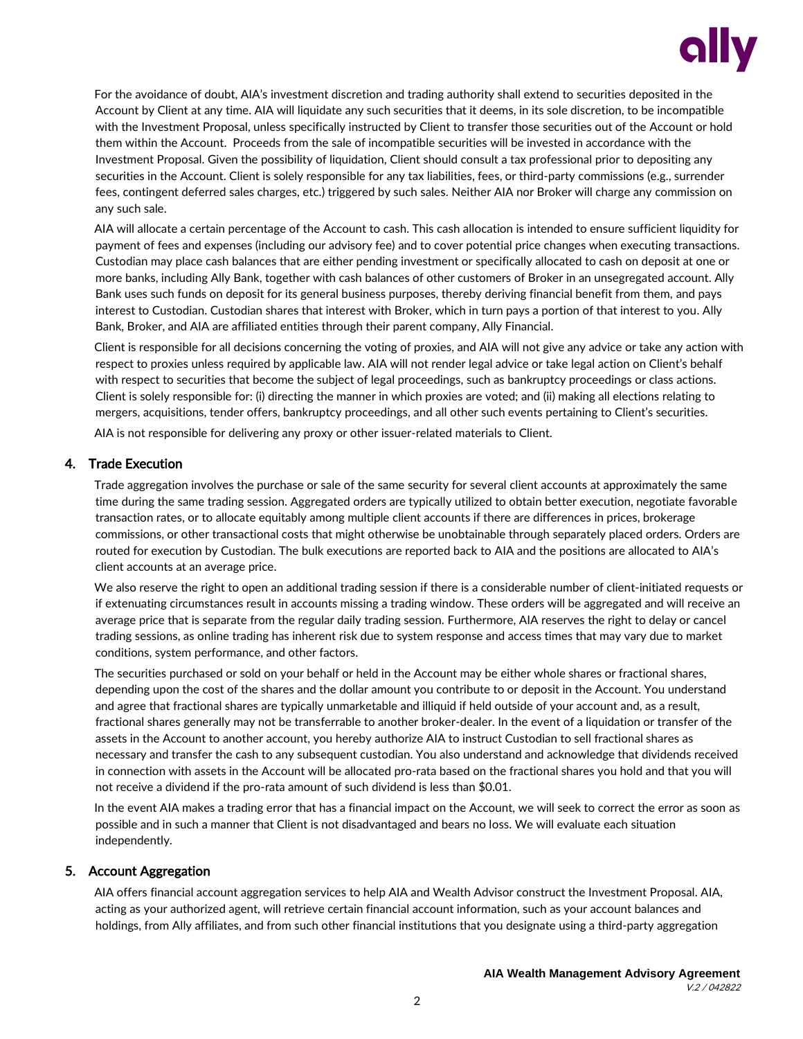For the avoidance of doubt, AIA's investment discretion and trading authority shall extend to securities deposited in the Account by Client at any time. AIA will liquidate any such securities that it deems, in its sole discretion, to be incompatible with the Investment Proposal, unless specifically instructed by Client to transfer those securities out of the Account or hold them within the Account. Proceeds from the sale of incompatible securities will be invested in accordance with the Investment Proposal. Given the possibility of liquidation, Client should consult a tax professional prior to depositing any securities in the Account. Client is solely responsible for any tax liabilities, fees, or third-party commissions (e.g., surrender fees, contingent deferred sales charges, etc.) triggered by such sales. Neither AIA nor Broker will charge any commission on any such sale.

AIA will allocate a certain percentage of the Account to cash. This cash allocation is intended to ensure sufficient liquidity for payment of fees and expenses (including our advisory fee) and to cover potential price changes when executing transactions. Custodian may place cash balances that are either pending investment or specifically allocated to cash on deposit at one or more banks, including Ally Bank, together with cash balances of other customers of Broker in an unsegregated account. Ally Bank uses such funds on deposit for its general business purposes, thereby deriving financial benefit from them, and pays interest to Custodian. Custodian shares that interest with Broker, which in turn pays a portion of that interest to you. Ally Bank, Broker, and AIA are affiliated entities through their parent company, Ally Financial.

Client is responsible for all decisions concerning the voting of proxies, and AIA will not give any advice or take any action with respect to proxies unless required by applicable law. AIA will not render legal advice or take legal action on Client's behalf with respect to securities that become the subject of legal proceedings, such as bankruptcy proceedings or class actions. Client is solely responsible for: (i) directing the manner in which proxies are voted; and (ii) making all elections relating to mergers, acquisitions, tender offers, bankruptcy proceedings, and all other such events pertaining to Client's securities.

AIA is not responsible for delivering any proxy or other issuer-related materials to Client.

## 4. Trade Execution

Trade aggregation involves the purchase or sale of the same security for several client accounts at approximately the same time during the same trading session. Aggregated orders are typically utilized to obtain better execution, negotiate favorable transaction rates, or to allocate equitably among multiple client accounts if there are differences in prices, brokerage commissions, or other transactional costs that might otherwise be unobtainable through separately placed orders. Orders are routed for execution by Custodian. The bulk executions are reported back to AIA and the positions are allocated to AIA's client accounts at an average price.

We also reserve the right to open an additional trading session if there is a considerable number of client-initiated requests or if extenuating circumstances result in accounts missing a trading window. These orders will be aggregated and will receive an average price that is separate from the regular daily trading session. Furthermore, AIA reserves the right to delay or cancel trading sessions, as online trading has inherent risk due to system response and access times that may vary due to market conditions, system performance, and other factors.

The securities purchased or sold on your behalf or held in the Account may be either whole shares or fractional shares, depending upon the cost of the shares and the dollar amount you contribute to or deposit in the Account. You understand and agree that fractional shares are typically unmarketable and illiquid if held outside of your account and, as a result, fractional shares generally may not be transferrable to another broker-dealer. In the event of a liquidation or transfer of the assets in the Account to another account, you hereby authorize AIA to instruct Custodian to sell fractional shares as necessary and transfer the cash to any subsequent custodian. You also understand and acknowledge that dividends received in connection with assets in the Account will be allocated pro-rata based on the fractional shares you hold and that you will not receive a dividend if the pro-rata amount of such dividend is less than $0.01.

In the event AIA makes a trading error that has a financial impact on the Account, we will seek to correct the error as soon as possible and in such a manner that Client is not disadvantaged and bears no loss. We will evaluate each situation independently.

## 5. Account Aggregation

AIA offers financial account aggregation services to help AIA and Wealth Advisor construct the Investment Proposal. AIA, acting as your authorized agent, will retrieve certain financial account information, such as your account balances and holdings, from Ally affiliates, and from such other financial institutions that you designate using a third-party aggregation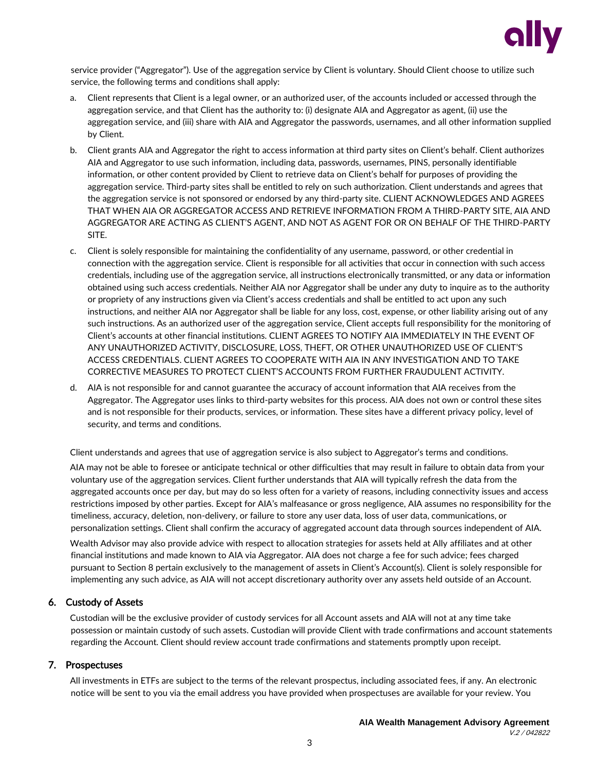service provider ("Aggregator"). Use of the aggregation service by Client is voluntary. Should Client choose to utilize such service, the following terms and conditions shall apply:

a. Client represents that Client is a legal owner, or an authorized user, of the accounts included or accessed through the aggregation service, and that Client has the authority to: (i) designate AIA and Aggregator as agent, (ii) use the aggregation service, and (iii) share with AIA and Aggregator the passwords, usernames, and all other information supplied by Client.

b. Client grants AIA and Aggregator the right to access information at third party sites on Client's behalf. Client authorizes AIA and Aggregator to use such information, including data, passwords, usernames, PINS, personally identifiable information, or other content provided by Client to retrieve data on Client's behalf for purposes of providing the aggregation service. Third-party sites shall be entitled to rely on such authorization. Client understands and agrees that the aggregation service is not sponsored or endorsed by any third-party site. CLIENT ACKNOWLEDGES AND AGREES THAT WHEN AIA OR AGGREGATOR ACCESS AND RETRIEVE INFORMATION FROM A THIRD-PARTY SITE, AIA AND AGGREGATOR ARE ACTING AS CLIENT'S AGENT, AND NOT AS AGENT FOR OR ON BEHALF OF THE THIRD-PARTY SITE.

c. Client is solely responsible for maintaining the confidentiality of any username, password, or other credential in connection with the aggregation service. Client is responsible for all activities that occur in connection with such access credentials, including use of the aggregation service, all instructions electronically transmitted, or any data or information obtained using such access credentials. Neither AIA nor Aggregator shall be under any duty to inquire as to the authority or propriety of any instructions given via Client's access credentials and shall be entitled to act upon any such instructions, and neither AIA nor Aggregator shall be liable for any loss, cost, expense, or other liability arising out of any such instructions. As an authorized user of the aggregation service, Client accepts full responsibility for the monitoring of Client's accounts at other financial institutions. CLIENT AGREES TO NOTIFY AIA IMMEDIATELY IN THE EVENT OF ANY UNAUTHORIZED ACTIVITY, DISCLOSURE, LOSS, THEFT, OR OTHER UNAUTHORIZED USE OF CLIENT'S ACCESS CREDENTIALS. CLIENT AGREES TO COOPERATE WITH AIA IN ANY INVESTIGATION AND TO TAKE CORRECTIVE MEASURES TO PROTECT CLIENT'S ACCOUNTS FROM FURTHER FRAUDULENT ACTIVITY.

d. AIA is not responsible for and cannot guarantee the accuracy of account information that AIA receives from the Aggregator. The Aggregator uses links to third-party websites for this process. AIA does not own or control these sites and is not responsible for their products, services, or information. These sites have a different privacy policy, level of security, and terms and conditions.

Client understands and agrees that use of aggregation service is also subject to Aggregator's terms and conditions.

AIA may not be able to foresee or anticipate technical or other difficulties that may result in failure to obtain data from your voluntary use of the aggregation services. Client further understands that AIA will typically refresh the data from the aggregated accounts once per day, but may do so less often for a variety of reasons, including connectivity issues and access restrictions imposed by other parties. Except for AIA's malfeasance or gross negligence, AIA assumes no responsibility for the timeliness, accuracy, deletion, non-delivery, or failure to store any user data, loss of user data, communications, or personalization settings. Client shall confirm the accuracy of aggregated account data through sources independent of AIA.

Wealth Advisor may also provide advice with respect to allocation strategies for assets held at Ally affiliates and at other financial institutions and made known to AIA via Aggregator. AIA does not charge a fee for such advice; fees charged pursuant to Section 8 pertain exclusively to the management of assets in Client's Account(s). Client is solely responsible for implementing any such advice, as AIA will not accept discretionary authority over any assets held outside of an Account.

## 6. Custody of Assets

Custodian will be the exclusive provider of custody services for all Account assets and AIA will not at any time take possession or maintain custody of such assets. Custodian will provide Client with trade confirmations and account statements regarding the Account. Client should review account trade confirmations and statements promptly upon receipt.

## 7. Prospectuses

All investments in ETFs are subject to the terms of the relevant prospectus, including associated fees, if any. An electronic notice will be sent to you via the email address you have provided when prospectuses are available for your review. You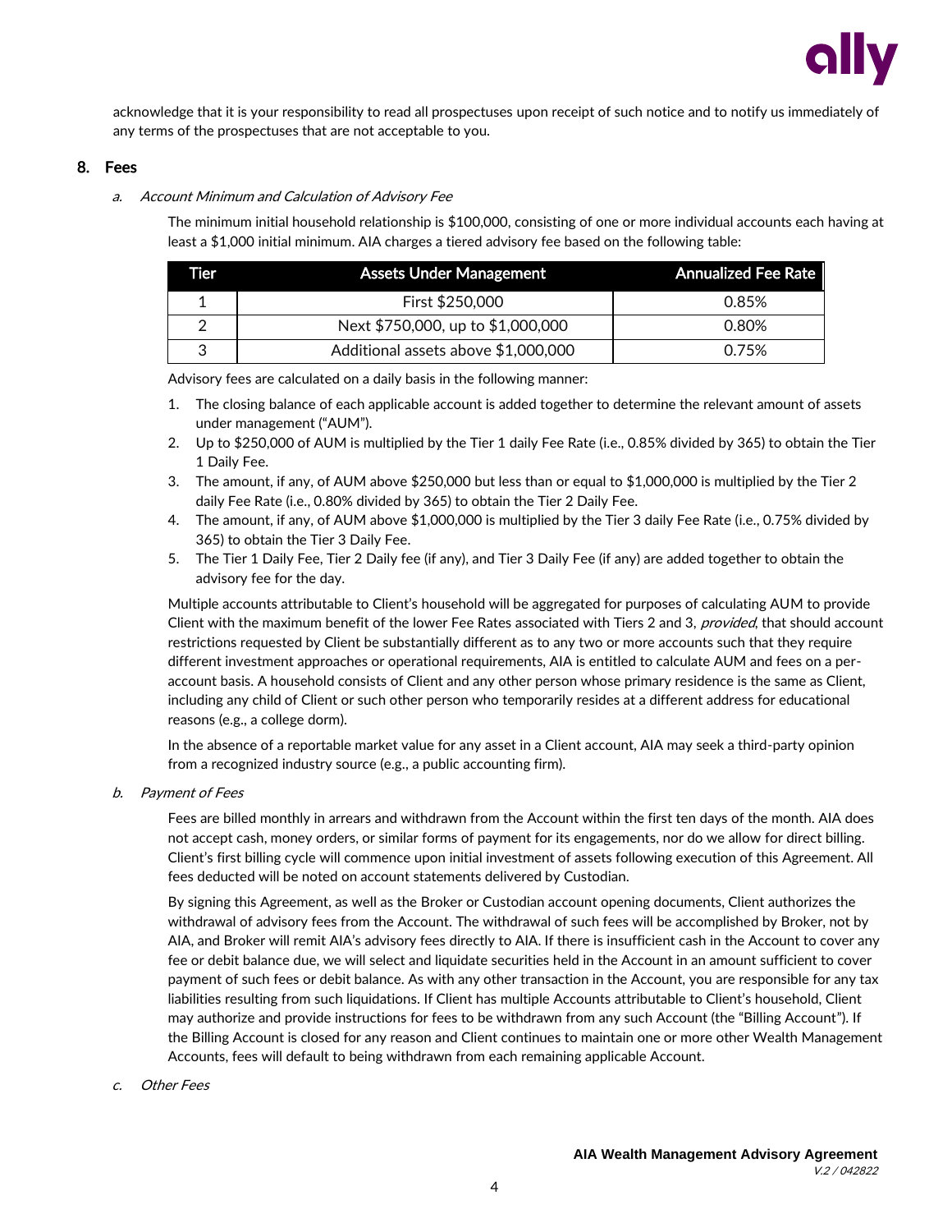acknowledge that it is your responsibility to read all prospectuses upon receipt of such notice and to notify us immediately of any terms of the prospectuses that are not acceptable to you.

## 8. Fees

### *a. Account Minimum and Calculation of Advisory Fee*

The minimum initial household relationship is $100,000, consisting of one or more individual accounts each having at least a $1,000 initial minimum. AIA charges a tiered advisory fee based on the following table:

| Tier | Assets Under Management | Annualized Fee Rate |
|---|---|---|
| 1 | First $250,000 | 0.85% |
| 2 | Next $750,000, up to $1,000,000 | 0.80% |
| 3 | Additional assets above $1,000,000 | 0.75% |

Advisory fees are calculated on a daily basis in the following manner:

1. The closing balance of each applicable account is added together to determine the relevant amount of assets under management ("AUM").
2. Up to $250,000 of AUM is multiplied by the Tier 1 daily Fee Rate (i.e., 0.85% divided by 365) to obtain the Tier 1 Daily Fee.
3. The amount, if any, of AUM above $250,000 but less than or equal to $1,000,000 is multiplied by the Tier 2 daily Fee Rate (i.e., 0.80% divided by 365) to obtain the Tier 2 Daily Fee.
4. The amount, if any, of AUM above $1,000,000 is multiplied by the Tier 3 daily Fee Rate (i.e., 0.75% divided by 365) to obtain the Tier 3 Daily Fee.
5. The Tier 1 Daily Fee, Tier 2 Daily fee (if any), and Tier 3 Daily Fee (if any) are added together to obtain the advisory fee for the day.

Multiple accounts attributable to Client's household will be aggregated for purposes of calculating AUM to provide Client with the maximum benefit of the lower Fee Rates associated with Tiers 2 and 3, *provided*, that should account restrictions requested by Client be substantially different as to any two or more accounts such that they require different investment approaches or operational requirements, AIA is entitled to calculate AUM and fees on a per-account basis. A household consists of Client and any other person whose primary residence is the same as Client, including any child of Client or such other person who temporarily resides at a different address for educational reasons (e.g., a college dorm).

In the absence of a reportable market value for any asset in a Client account, AIA may seek a third-party opinion from a recognized industry source (e.g., a public accounting firm).

### *b. Payment of Fees*

Fees are billed monthly in arrears and withdrawn from the Account within the first ten days of the month. AIA does not accept cash, money orders, or similar forms of payment for its engagements, nor do we allow for direct billing. Client's first billing cycle will commence upon initial investment of assets following execution of this Agreement. All fees deducted will be noted on account statements delivered by Custodian.

By signing this Agreement, as well as the Broker or Custodian account opening documents, Client authorizes the withdrawal of advisory fees from the Account. The withdrawal of such fees will be accomplished by Broker, not by AIA, and Broker will remit AIA's advisory fees directly to AIA. If there is insufficient cash in the Account to cover any fee or debit balance due, we will select and liquidate securities held in the Account in an amount sufficient to cover payment of such fees or debit balance. As with any other transaction in the Account, you are responsible for any tax liabilities resulting from such liquidations. If Client has multiple Accounts attributable to Client's household, Client may authorize and provide instructions for fees to be withdrawn from any such Account (the "Billing Account"). If the Billing Account is closed for any reason and Client continues to maintain one or more other Wealth Management Accounts, fees will default to being withdrawn from each remaining applicable Account.

### *c. Other Fees*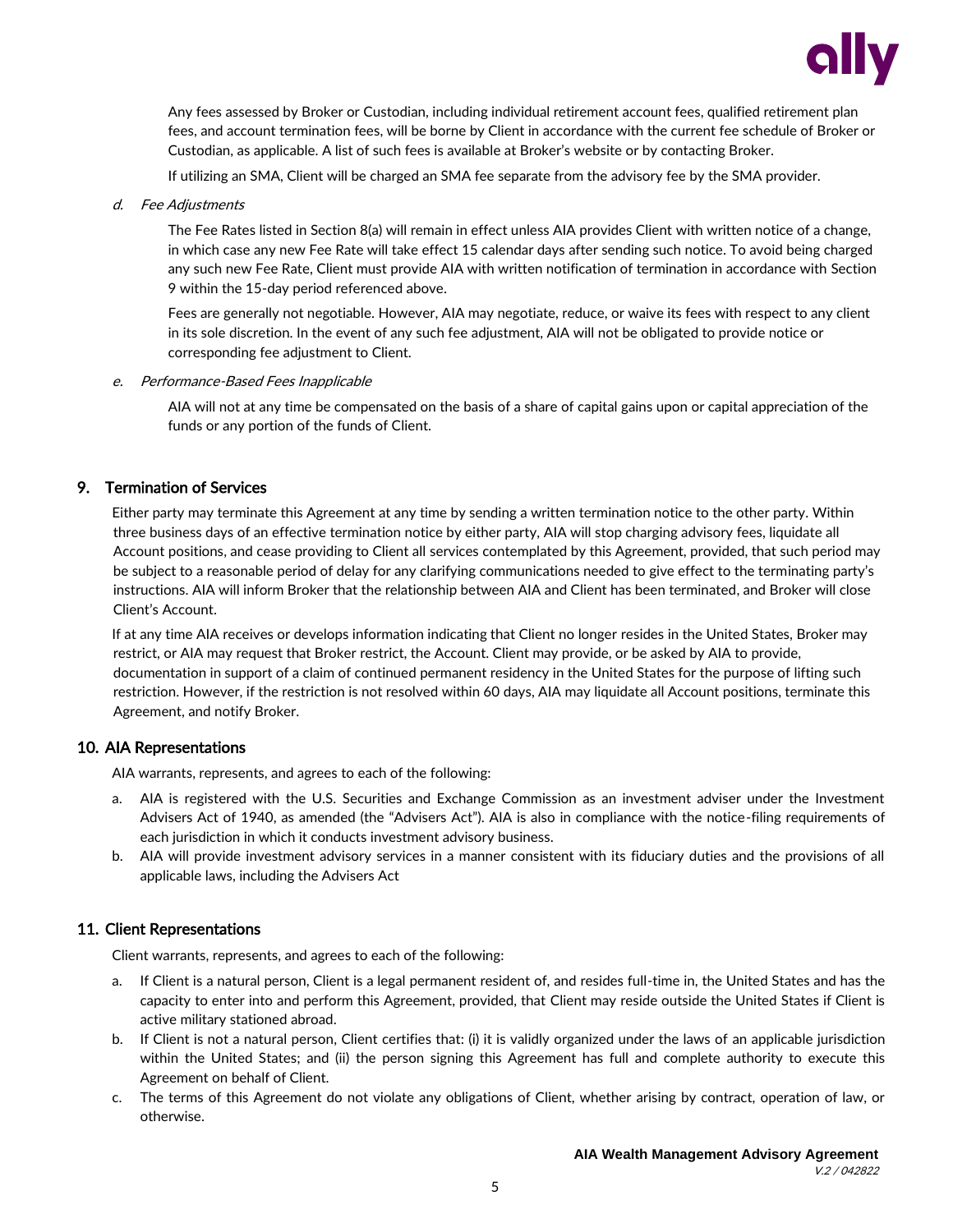Any fees assessed by Broker or Custodian, including individual retirement account fees, qualified retirement plan fees, and account termination fees, will be borne by Client in accordance with the current fee schedule of Broker or Custodian, as applicable. A list of such fees is available at Broker's website or by contacting Broker.

If utilizing an SMA, Client will be charged an SMA fee separate from the advisory fee by the SMA provider.

d. *Fee Adjustments*

The Fee Rates listed in Section 8(a) will remain in effect unless AIA provides Client with written notice of a change, in which case any new Fee Rate will take effect 15 calendar days after sending such notice. To avoid being charged any such new Fee Rate, Client must provide AIA with written notification of termination in accordance with Section 9 within the 15-day period referenced above.

Fees are generally not negotiable. However, AIA may negotiate, reduce, or waive its fees with respect to any client in its sole discretion. In the event of any such fee adjustment, AIA will not be obligated to provide notice or corresponding fee adjustment to Client.

e. *Performance-Based Fees Inapplicable*

AIA will not at any time be compensated on the basis of a share of capital gains upon or capital appreciation of the funds or any portion of the funds of Client.

## 9. Termination of Services

Either party may terminate this Agreement at any time by sending a written termination notice to the other party. Within three business days of an effective termination notice by either party, AIA will stop charging advisory fees, liquidate all Account positions, and cease providing to Client all services contemplated by this Agreement, provided, that such period may be subject to a reasonable period of delay for any clarifying communications needed to give effect to the terminating party's instructions. AIA will inform Broker that the relationship between AIA and Client has been terminated, and Broker will close Client's Account.

If at any time AIA receives or develops information indicating that Client no longer resides in the United States, Broker may restrict, or AIA may request that Broker restrict, the Account. Client may provide, or be asked by AIA to provide, documentation in support of a claim of continued permanent residency in the United States for the purpose of lifting such restriction. However, if the restriction is not resolved within 60 days, AIA may liquidate all Account positions, terminate this Agreement, and notify Broker.

## 10. AIA Representations

AIA warrants, represents, and agrees to each of the following:

a. AIA is registered with the U.S. Securities and Exchange Commission as an investment adviser under the Investment Advisers Act of 1940, as amended (the "Advisers Act"). AIA is also in compliance with the notice-filing requirements of each jurisdiction in which it conducts investment advisory business.
b. AIA will provide investment advisory services in a manner consistent with its fiduciary duties and the provisions of all applicable laws, including the Advisers Act

## 11. Client Representations

Client warrants, represents, and agrees to each of the following:

a. If Client is a natural person, Client is a legal permanent resident of, and resides full-time in, the United States and has the capacity to enter into and perform this Agreement, provided, that Client may reside outside the United States if Client is active military stationed abroad.
b. If Client is not a natural person, Client certifies that: (i) it is validly organized under the laws of an applicable jurisdiction within the United States; and (ii) the person signing this Agreement has full and complete authority to execute this Agreement on behalf of Client.
c. The terms of this Agreement do not violate any obligations of Client, whether arising by contract, operation of law, or otherwise.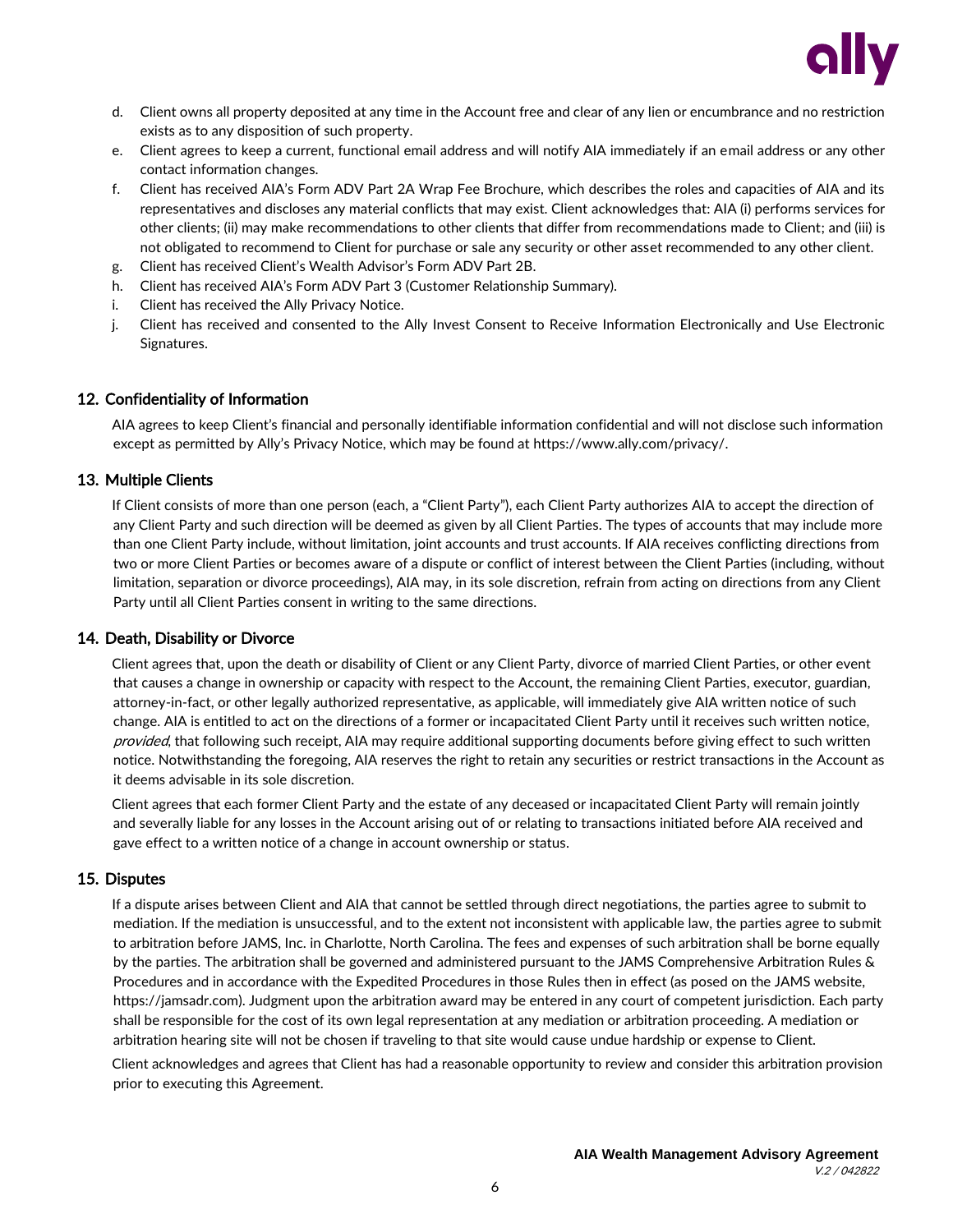d. Client owns all property deposited at any time in the Account free and clear of any lien or encumbrance and no restriction exists as to any disposition of such property.
e. Client agrees to keep a current, functional email address and will notify AIA immediately if an email address or any other contact information changes.
f. Client has received AIA's Form ADV Part 2A Wrap Fee Brochure, which describes the roles and capacities of AIA and its representatives and discloses any material conflicts that may exist. Client acknowledges that: AIA (i) performs services for other clients; (ii) may make recommendations to other clients that differ from recommendations made to Client; and (iii) is not obligated to recommend to Client for purchase or sale any security or other asset recommended to any other client.
g. Client has received Client's Wealth Advisor's Form ADV Part 2B.
h. Client has received AIA's Form ADV Part 3 (Customer Relationship Summary).
i. Client has received the Ally Privacy Notice.
j. Client has received and consented to the Ally Invest Consent to Receive Information Electronically and Use Electronic Signatures.

## 12. Confidentiality of Information

AIA agrees to keep Client's financial and personally identifiable information confidential and will not disclose such information except as permitted by Ally's Privacy Notice, which may be found at https://www.ally.com/privacy/.

## 13. Multiple Clients

If Client consists of more than one person (each, a "Client Party"), each Client Party authorizes AIA to accept the direction of any Client Party and such direction will be deemed as given by all Client Parties. The types of accounts that may include more than one Client Party include, without limitation, joint accounts and trust accounts. If AIA receives conflicting directions from two or more Client Parties or becomes aware of a dispute or conflict of interest between the Client Parties (including, without limitation, separation or divorce proceedings), AIA may, in its sole discretion, refrain from acting on directions from any Client Party until all Client Parties consent in writing to the same directions.

## 14. Death, Disability or Divorce

Client agrees that, upon the death or disability of Client or any Client Party, divorce of married Client Parties, or other event that causes a change in ownership or capacity with respect to the Account, the remaining Client Parties, executor, guardian, attorney-in-fact, or other legally authorized representative, as applicable, will immediately give AIA written notice of such change. AIA is entitled to act on the directions of a former or incapacitated Client Party until it receives such written notice, *provided*, that following such receipt, AIA may require additional supporting documents before giving effect to such written notice. Notwithstanding the foregoing, AIA reserves the right to retain any securities or restrict transactions in the Account as it deems advisable in its sole discretion.

Client agrees that each former Client Party and the estate of any deceased or incapacitated Client Party will remain jointly and severally liable for any losses in the Account arising out of or relating to transactions initiated before AIA received and gave effect to a written notice of a change in account ownership or status.

## 15. Disputes

If a dispute arises between Client and AIA that cannot be settled through direct negotiations, the parties agree to submit to mediation. If the mediation is unsuccessful, and to the extent not inconsistent with applicable law, the parties agree to submit to arbitration before JAMS, Inc. in Charlotte, North Carolina. The fees and expenses of such arbitration shall be borne equally by the parties. The arbitration shall be governed and administered pursuant to the JAMS Comprehensive Arbitration Rules & Procedures and in accordance with the Expedited Procedures in those Rules then in effect (as posed on the JAMS website, https://jamsadr.com). Judgment upon the arbitration award may be entered in any court of competent jurisdiction. Each party shall be responsible for the cost of its own legal representation at any mediation or arbitration proceeding. A mediation or arbitration hearing site will not be chosen if traveling to that site would cause undue hardship or expense to Client.

Client acknowledges and agrees that Client has had a reasonable opportunity to review and consider this arbitration provision prior to executing this Agreement.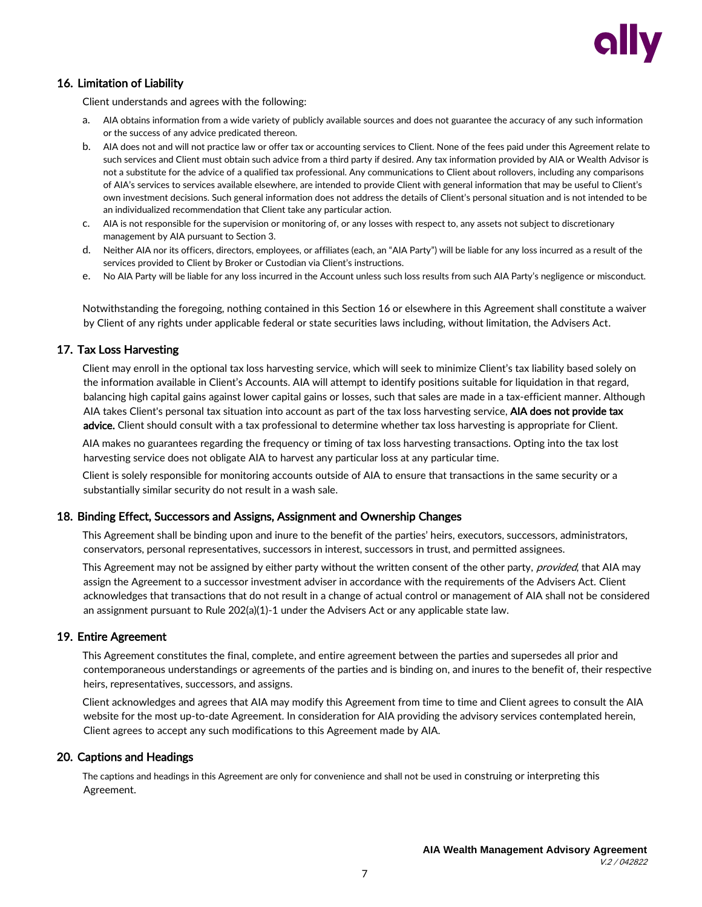## 16. Limitation of Liability

Client understands and agrees with the following:

a. AIA obtains information from a wide variety of publicly available sources and does not guarantee the accuracy of any such information or the success of any advice predicated thereon.

b. AIA does not and will not practice law or offer tax or accounting services to Client. None of the fees paid under this Agreement relate to such services and Client must obtain such advice from a third party if desired. Any tax information provided by AIA or Wealth Advisor is not a substitute for the advice of a qualified tax professional. Any communications to Client about rollovers, including any comparisons of AIA's services to services available elsewhere, are intended to provide Client with general information that may be useful to Client's own investment decisions. Such general information does not address the details of Client's personal situation and is not intended to be an individualized recommendation that Client take any particular action.

c. AIA is not responsible for the supervision or monitoring of, or any losses with respect to, any assets not subject to discretionary management by AIA pursuant to Section 3.

d. Neither AIA nor its officers, directors, employees, or affiliates (each, an "AIA Party") will be liable for any loss incurred as a result of the services provided to Client by Broker or Custodian via Client's instructions.

e. No AIA Party will be liable for any loss incurred in the Account unless such loss results from such AIA Party's negligence or misconduct.

Notwithstanding the foregoing, nothing contained in this Section 16 or elsewhere in this Agreement shall constitute a waiver by Client of any rights under applicable federal or state securities laws including, without limitation, the Advisers Act.

## 17. Tax Loss Harvesting

Client may enroll in the optional tax loss harvesting service, which will seek to minimize Client's tax liability based solely on the information available in Client's Accounts. AIA will attempt to identify positions suitable for liquidation in that regard, balancing high capital gains against lower capital gains or losses, such that sales are made in a tax-efficient manner. Although AIA takes Client's personal tax situation into account as part of the tax loss harvesting service, **AIA does not provide tax advice.** Client should consult with a tax professional to determine whether tax loss harvesting is appropriate for Client.

AIA makes no guarantees regarding the frequency or timing of tax loss harvesting transactions. Opting into the tax lost harvesting service does not obligate AIA to harvest any particular loss at any particular time.

Client is solely responsible for monitoring accounts outside of AIA to ensure that transactions in the same security or a substantially similar security do not result in a wash sale.

## 18. Binding Effect, Successors and Assigns, Assignment and Ownership Changes

This Agreement shall be binding upon and inure to the benefit of the parties' heirs, executors, successors, administrators, conservators, personal representatives, successors in interest, successors in trust, and permitted assignees.

This Agreement may not be assigned by either party without the written consent of the other party, *provided*, that AIA may assign the Agreement to a successor investment adviser in accordance with the requirements of the Advisers Act. Client acknowledges that transactions that do not result in a change of actual control or management of AIA shall not be considered an assignment pursuant to Rule 202(a)(1)-1 under the Advisers Act or any applicable state law.

## 19. Entire Agreement

This Agreement constitutes the final, complete, and entire agreement between the parties and supersedes all prior and contemporaneous understandings or agreements of the parties and is binding on, and inures to the benefit of, their respective heirs, representatives, successors, and assigns.

Client acknowledges and agrees that AIA may modify this Agreement from time to time and Client agrees to consult the AIA website for the most up-to-date Agreement. In consideration for AIA providing the advisory services contemplated herein, Client agrees to accept any such modifications to this Agreement made by AIA.

## 20. Captions and Headings

The captions and headings in this Agreement are only for convenience and shall not be used in construing or interpreting this Agreement.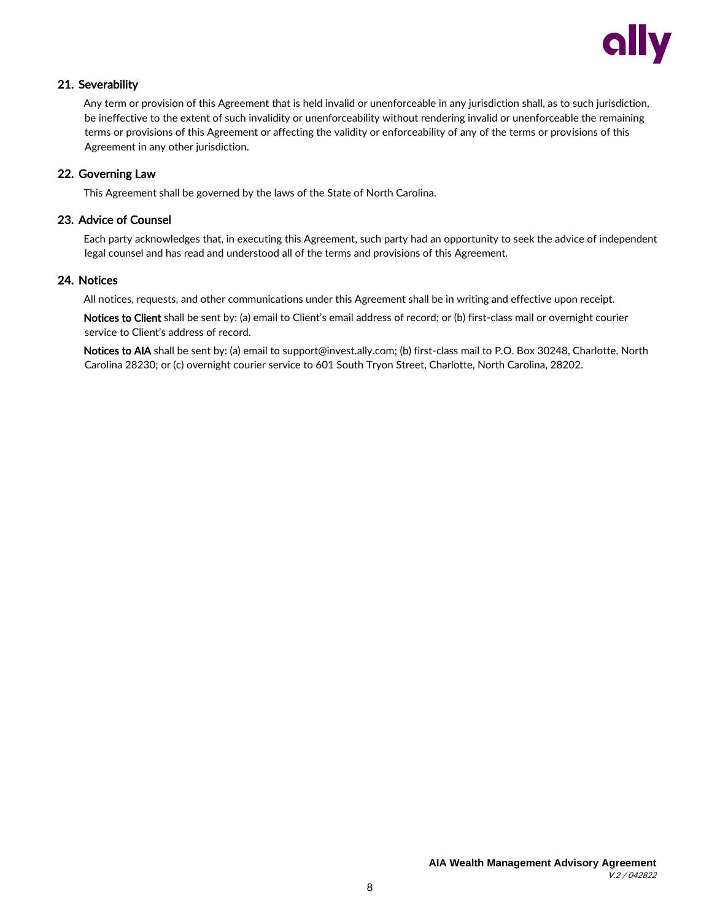## 21. Severability

Any term or provision of this Agreement that is held invalid or unenforceable in any jurisdiction shall, as to such jurisdiction, be ineffective to the extent of such invalidity or unenforceability without rendering invalid or unenforceable the remaining terms or provisions of this Agreement or affecting the validity or enforceability of any of the terms or provisions of this Agreement in any other jurisdiction.

## 22. Governing Law

This Agreement shall be governed by the laws of the State of North Carolina.

## 23. Advice of Counsel

Each party acknowledges that, in executing this Agreement, such party had an opportunity to seek the advice of independent legal counsel and has read and understood all of the terms and provisions of this Agreement.

## 24. Notices

All notices, requests, and other communications under this Agreement shall be in writing and effective upon receipt.

**Notices to Client** shall be sent by: (a) email to Client's email address of record; or (b) first-class mail or overnight courier service to Client's address of record.

**Notices to AIA** shall be sent by: (a) email to support@invest.ally.com; (b) first-class mail to P.O. Box 30248, Charlotte, North Carolina 28230; or (c) overnight courier service to 601 South Tryon Street, Charlotte, North Carolina, 28202.